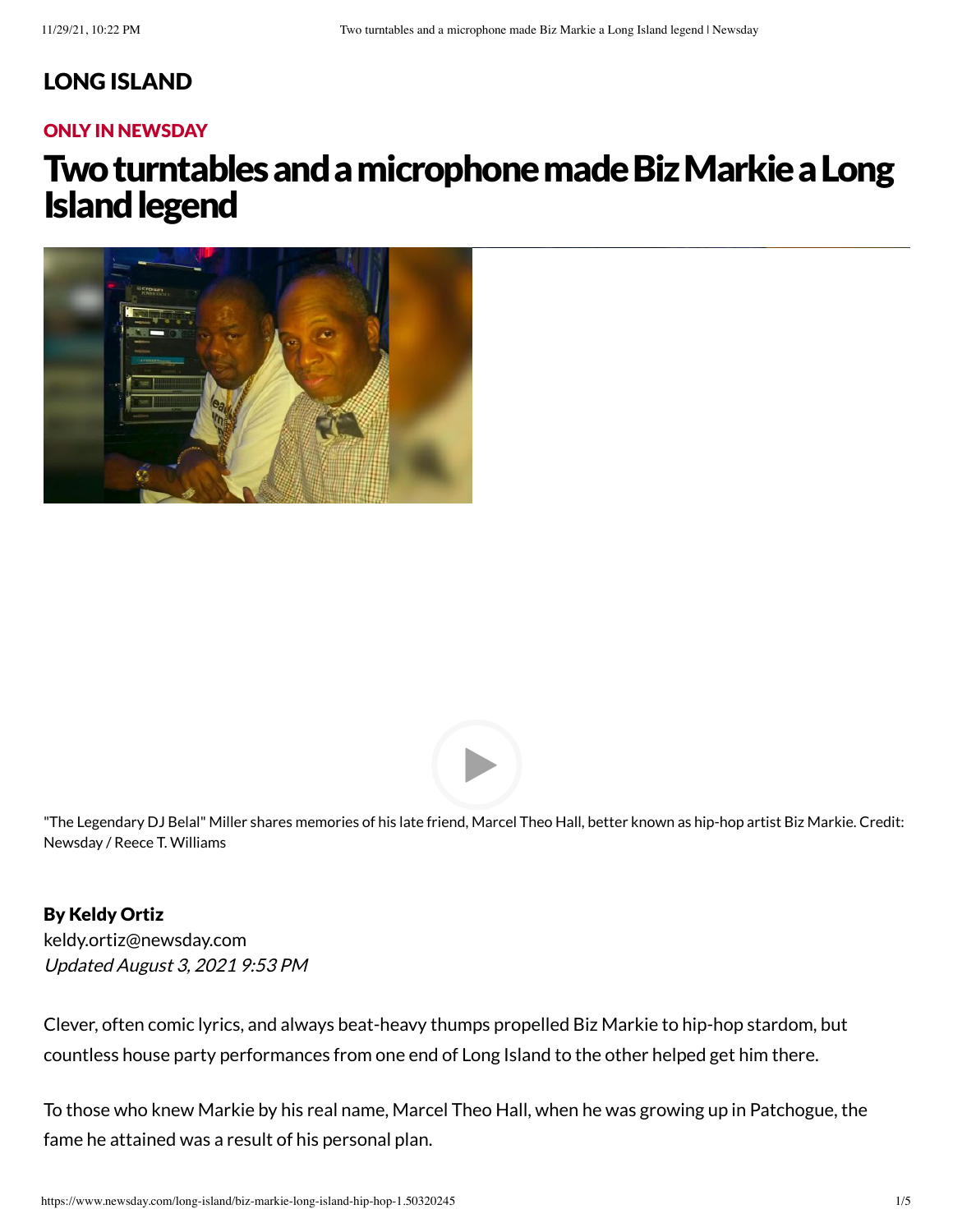## LONG ISLAND

**ONLY IN NEWSDAY**

# Two turntables and a microphone made Biz Markie a Long Island legend

"The Legendary DJ Belal" Miller shares memories of his late friend, Marcel Theo Hall, better known as hip-hop artist Biz Markie. Credit: Newsday / Reece T. Williams

**By Keldy Ortiz**
keldy.ortiz@newsday.com
*Updated August 3, 2021 9:53 PM*

Clever, often comic lyrics, and always beat-heavy thumps propelled Biz Markie to hip-hop stardom, but countless house party performances from one end of Long Island to the other helped get him there.

To those who knew Markie by his real name, Marcel Theo Hall, when he was growing up in Patchogue, the fame he attained was a result of his personal plan.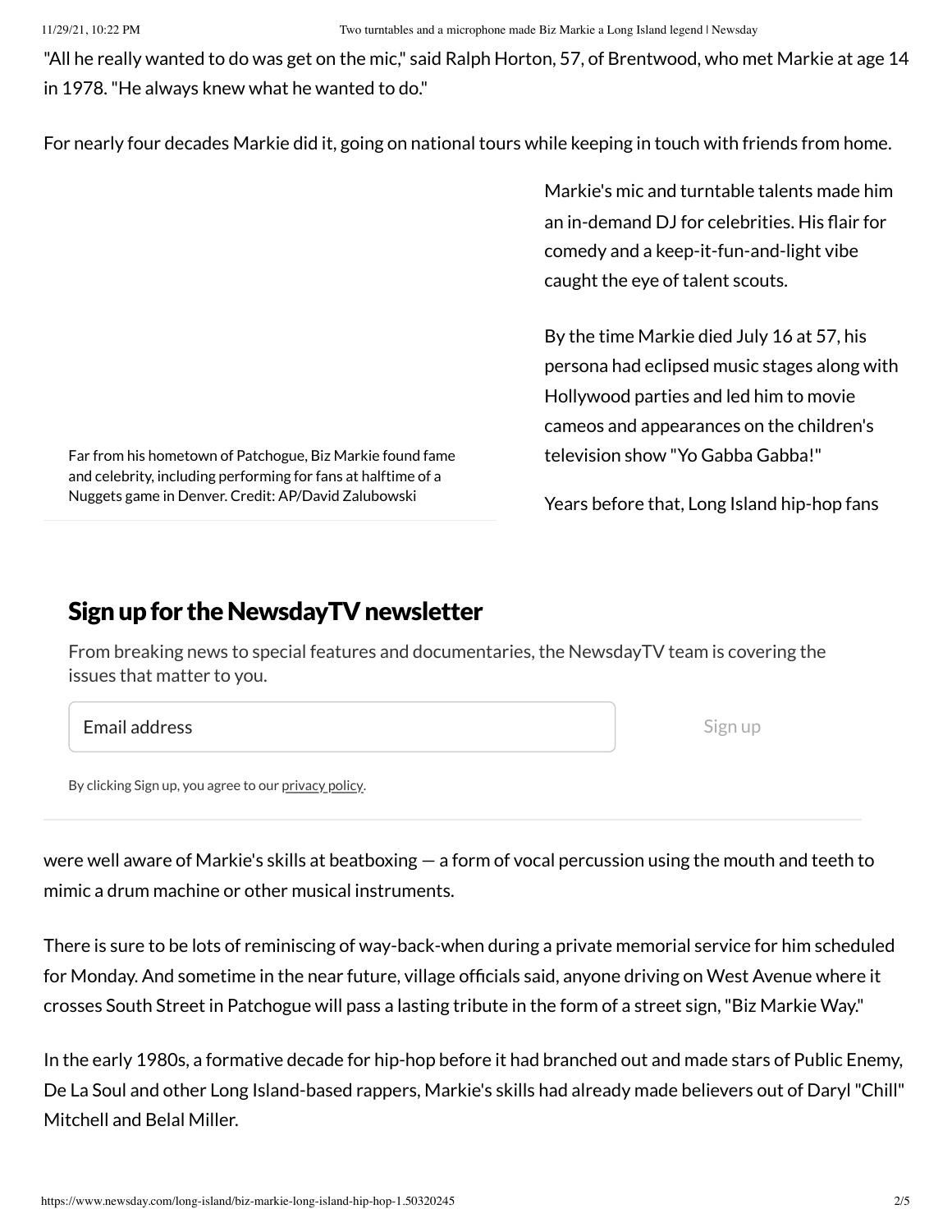"All he really wanted to do was get on the mic," said Ralph Horton, 57, of Brentwood, who met Markie at age 14 in 1978. "He always knew what he wanted to do."

For nearly four decades Markie did it, going on national tours while keeping in touch with friends from home.

Far from his hometown of Patchogue, Biz Markie found fame and celebrity, including performing for fans at halftime of a Nuggets game in Denver. Credit: AP/David Zalubowski

Markie's mic and turntable talents made him an in-demand DJ for celebrities. His flair for comedy and a keep-it-fun-and-light vibe caught the eye of talent scouts.

By the time Markie died July 16 at 57, his persona had eclipsed music stages along with Hollywood parties and led him to movie cameos and appearances on the children's television show "Yo Gabba Gabba!"

Years before that, Long Island hip-hop fans were well aware of Markie's skills at beatboxing — a form of vocal percussion using the mouth and teeth to mimic a drum machine or other musical instruments.

## Sign up for the NewsdayTV newsletter

From breaking news to special features and documentaries, the NewsdayTV team is covering the issues that matter to you.

Email address

Sign up

By clicking Sign up, you agree to our privacy policy.

There is sure to be lots of reminiscing of way-back-when during a private memorial service for him scheduled for Monday. And sometime in the near future, village officials said, anyone driving on West Avenue where it crosses South Street in Patchogue will pass a lasting tribute in the form of a street sign, "Biz Markie Way."

In the early 1980s, a formative decade for hip-hop before it had branched out and made stars of Public Enemy, De La Soul and other Long Island-based rappers, Markie's skills had already made believers out of Daryl "Chill" Mitchell and Belal Miller.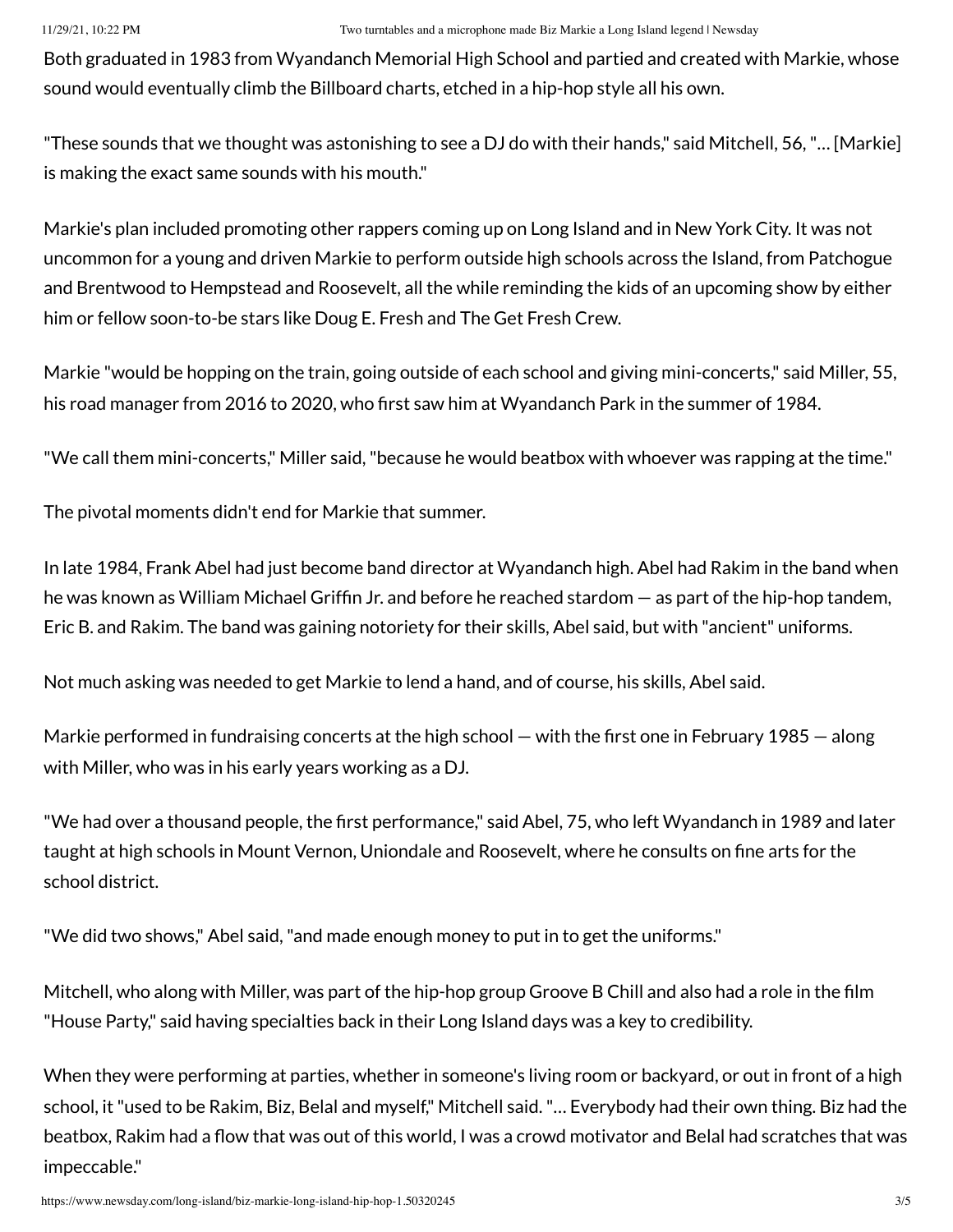Both graduated in 1983 from Wyandanch Memorial High School and partied and created with Markie, whose sound would eventually climb the Billboard charts, etched in a hip-hop style all his own.

"These sounds that we thought was astonishing to see a DJ do with their hands," said Mitchell, 56, "… [Markie] is making the exact same sounds with his mouth."

Markie's plan included promoting other rappers coming up on Long Island and in New York City. It was not uncommon for a young and driven Markie to perform outside high schools across the Island, from Patchogue and Brentwood to Hempstead and Roosevelt, all the while reminding the kids of an upcoming show by either him or fellow soon-to-be stars like Doug E. Fresh and The Get Fresh Crew.

Markie "would be hopping on the train, going outside of each school and giving mini-concerts," said Miller, 55, his road manager from 2016 to 2020, who first saw him at Wyandanch Park in the summer of 1984.

"We call them mini-concerts," Miller said, "because he would beatbox with whoever was rapping at the time."

The pivotal moments didn't end for Markie that summer.

In late 1984, Frank Abel had just become band director at Wyandanch high. Abel had Rakim in the band when he was known as William Michael Griffin Jr. and before he reached stardom — as part of the hip-hop tandem, Eric B. and Rakim. The band was gaining notoriety for their skills, Abel said, but with "ancient" uniforms.

Not much asking was needed to get Markie to lend a hand, and of course, his skills, Abel said.

Markie performed in fundraising concerts at the high school — with the first one in February 1985 — along with Miller, who was in his early years working as a DJ.

"We had over a thousand people, the first performance," said Abel, 75, who left Wyandanch in 1989 and later taught at high schools in Mount Vernon, Uniondale and Roosevelt, where he consults on fine arts for the school district.

"We did two shows," Abel said, "and made enough money to put in to get the uniforms."

Mitchell, who along with Miller, was part of the hip-hop group Groove B Chill and also had a role in the film "House Party," said having specialties back in their Long Island days was a key to credibility.

When they were performing at parties, whether in someone's living room or backyard, or out in front of a high school, it "used to be Rakim, Biz, Belal and myself," Mitchell said. "… Everybody had their own thing. Biz had the beatbox, Rakim had a flow that was out of this world, I was a crowd motivator and Belal had scratches that was impeccable."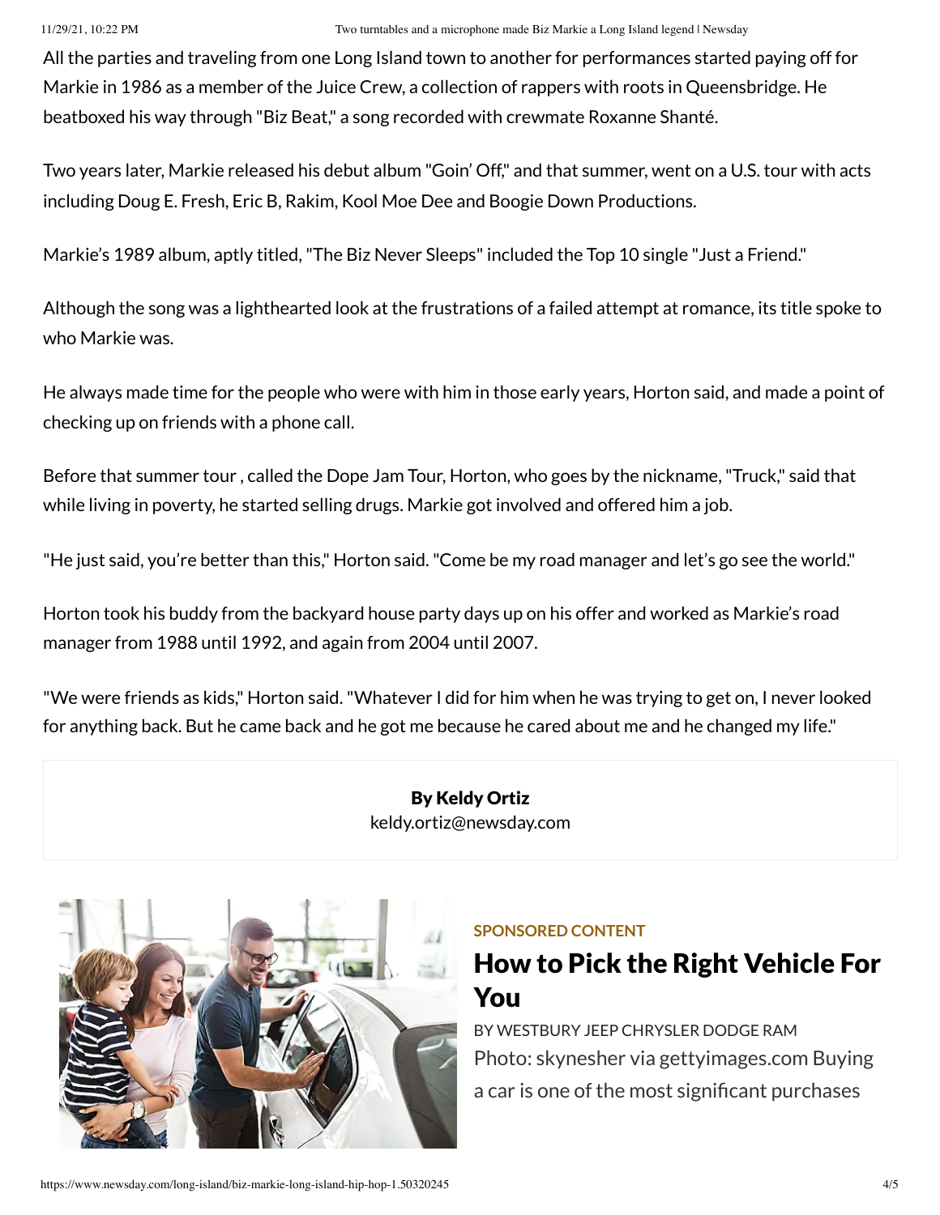All the parties and traveling from one Long Island town to another for performances started paying off for Markie in 1986 as a member of the Juice Crew, a collection of rappers with roots in Queensbridge. He beatboxed his way through "Biz Beat," a song recorded with crewmate Roxanne Shanté.

Two years later, Markie released his debut album "Goin' Off," and that summer, went on a U.S. tour with acts including Doug E. Fresh, Eric B, Rakim, Kool Moe Dee and Boogie Down Productions.

Markie's 1989 album, aptly titled, "The Biz Never Sleeps" included the Top 10 single "Just a Friend."

Although the song was a lighthearted look at the frustrations of a failed attempt at romance, its title spoke to who Markie was.

He always made time for the people who were with him in those early years, Horton said, and made a point of checking up on friends with a phone call.

Before that summer tour , called the Dope Jam Tour, Horton, who goes by the nickname, "Truck," said that while living in poverty, he started selling drugs. Markie got involved and offered him a job.

"He just said, you're better than this," Horton said. "Come be my road manager and let's go see the world."

Horton took his buddy from the backyard house party days up on his offer and worked as Markie's road manager from 1988 until 1992, and again from 2004 until 2007.

"We were friends as kids," Horton said. "Whatever I did for him when he was trying to get on, I never looked for anything back. But he came back and he got me because he cared about me and he changed my life."

**By Keldy Ortiz**
keldy.ortiz@newsday.com

**SPONSORED CONTENT**

## How to Pick the Right Vehicle For You

BY WESTBURY JEEP CHRYSLER DODGE RAM

Photo: skynesher via gettyimages.com Buying a car is one of the most significant purchases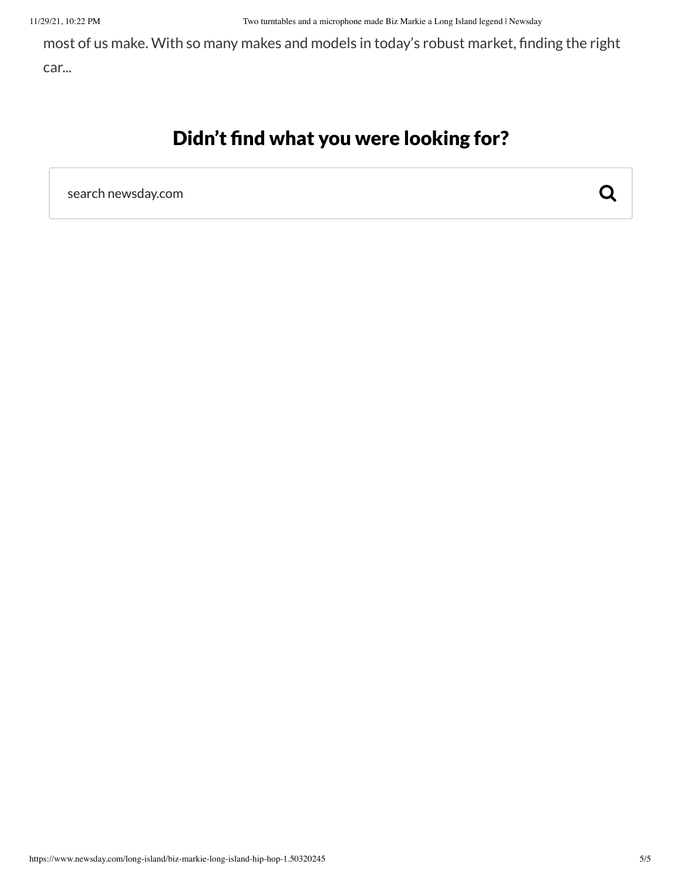most of us make. With so many makes and models in today's robust market, finding the right car...

## Didn't find what you were looking for?

search newsday.com